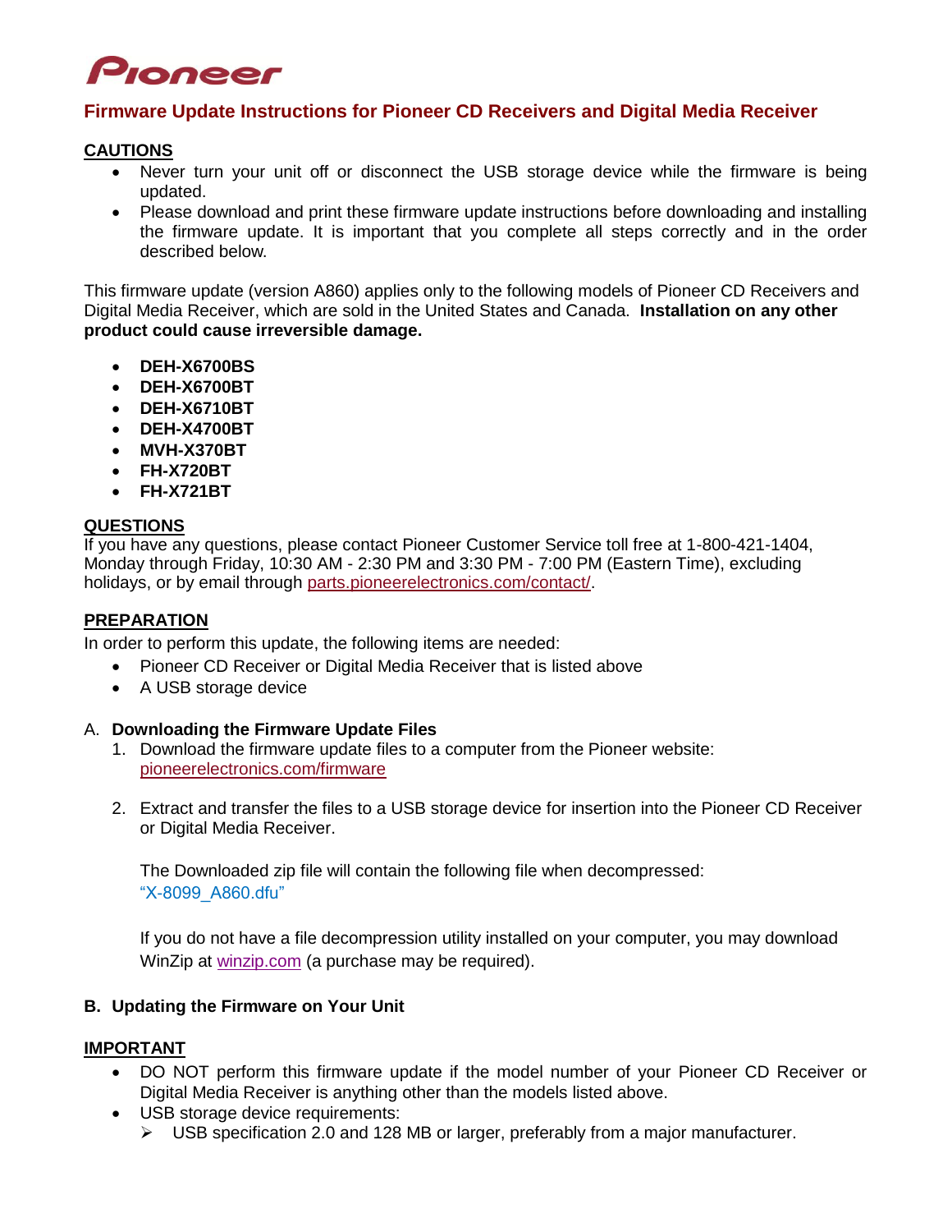Pioneer

# Firmware Update Instructions for Pioneer CD Receivers and Digital Media Receiver

## CAUTIONS

- Never turn your unit off or disconnect the USB storage device while the firmware is being updated.
- Please download and print these firmware update instructions before downloading and installing the firmware update. It is important that you complete all steps correctly and in the order described below.

This firmware update (version A860) applies only to the following models of Pioneer CD Receivers and Digital Media Receiver, which are sold in the United States and Canada. **Installation on any other product could cause irreversible damage.**

- **DEH-X6700BS**
- **DEH-X6700BT**
- **DEH-X6710BT**
- **DEH-X4700BT**
- **MVH-X370BT**
- **FH-X720BT**
- **FH-X721BT**

## QUESTIONS

If you have any questions, please contact Pioneer Customer Service toll free at 1-800-421-1404, Monday through Friday, 10:30 AM - 2:30 PM and 3:30 PM - 7:00 PM (Eastern Time), excluding holidays, or by email through parts.pioneerelectronics.com/contact/.

## PREPARATION

In order to perform this update, the following items are needed:

- Pioneer CD Receiver or Digital Media Receiver that is listed above
- A USB storage device

### A. Downloading the Firmware Update Files

1. Download the firmware update files to a computer from the Pioneer website: pioneerelectronics.com/firmware

2. Extract and transfer the files to a USB storage device for insertion into the Pioneer CD Receiver or Digital Media Receiver.

   The Downloaded zip file will contain the following file when decompressed: "X-8099_A860.dfu"

   If you do not have a file decompression utility installed on your computer, you may download WinZip at winzip.com (a purchase may be required).

### B. Updating the Firmware on Your Unit

## IMPORTANT

- DO NOT perform this firmware update if the model number of your Pioneer CD Receiver or Digital Media Receiver is anything other than the models listed above.
- USB storage device requirements:
  - USB specification 2.0 and 128 MB or larger, preferably from a major manufacturer.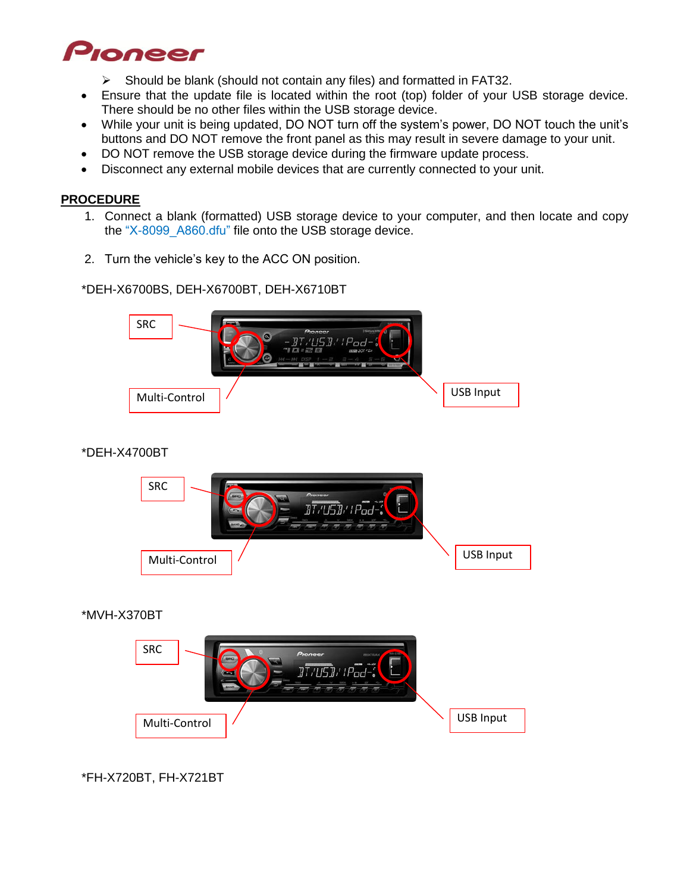- Should be blank (should not contain any files) and formatted in FAT32.

- Ensure that the update file is located within the root (top) folder of your USB storage device. There should be no other files within the USB storage device.
- While your unit is being updated, DO NOT turn off the system's power, DO NOT touch the unit's buttons and DO NOT remove the front panel as this may result in severe damage to your unit.
- DO NOT remove the USB storage device during the firmware update process.
- Disconnect any external mobile devices that are currently connected to your unit.

**PROCEDURE**

1. Connect a blank (formatted) USB storage device to your computer, and then locate and copy the "X-8099_A860.dfu" file onto the USB storage device.

2. Turn the vehicle's key to the ACC ON position.

*DEH-X6700BS, DEH-X6700BT, DEH-X6710BT

SRC

Multi-Control

USB Input

*DEH-X4700BT

SRC

Multi-Control

USB Input

*MVH-X370BT

SRC

Multi-Control

USB Input

*FH-X720BT, FH-X721BT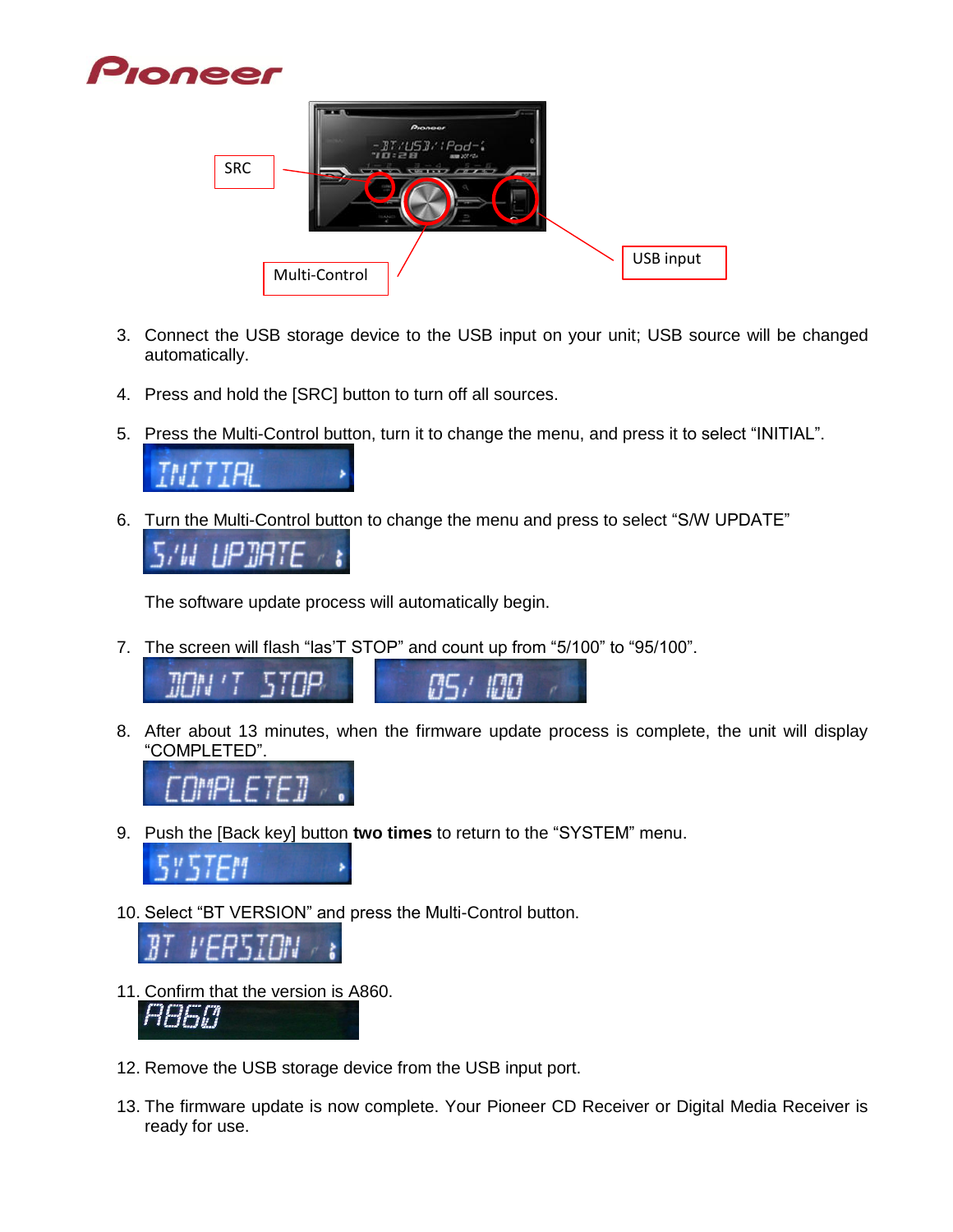3. Connect the USB storage device to the USB input on your unit; USB source will be changed automatically.

4. Press and hold the [SRC] button to turn off all sources.

5. Press the Multi-Control button, turn it to change the menu, and press it to select "INITIAL".

6. Turn the Multi-Control button to change the menu and press to select "S/W UPDATE"

   The software update process will automatically begin.

7. The screen will flash "las'T STOP" and count up from "5/100" to "95/100".

8. After about 13 minutes, when the firmware update process is complete, the unit will display "COMPLETED".

9. Push the [Back key] button **two times** to return to the "SYSTEM" menu.

10. Select "BT VERSION" and press the Multi-Control button.

11. Confirm that the version is A860.

12. Remove the USB storage device from the USB input port.

13. The firmware update is now complete. Your Pioneer CD Receiver or Digital Media Receiver is ready for use.